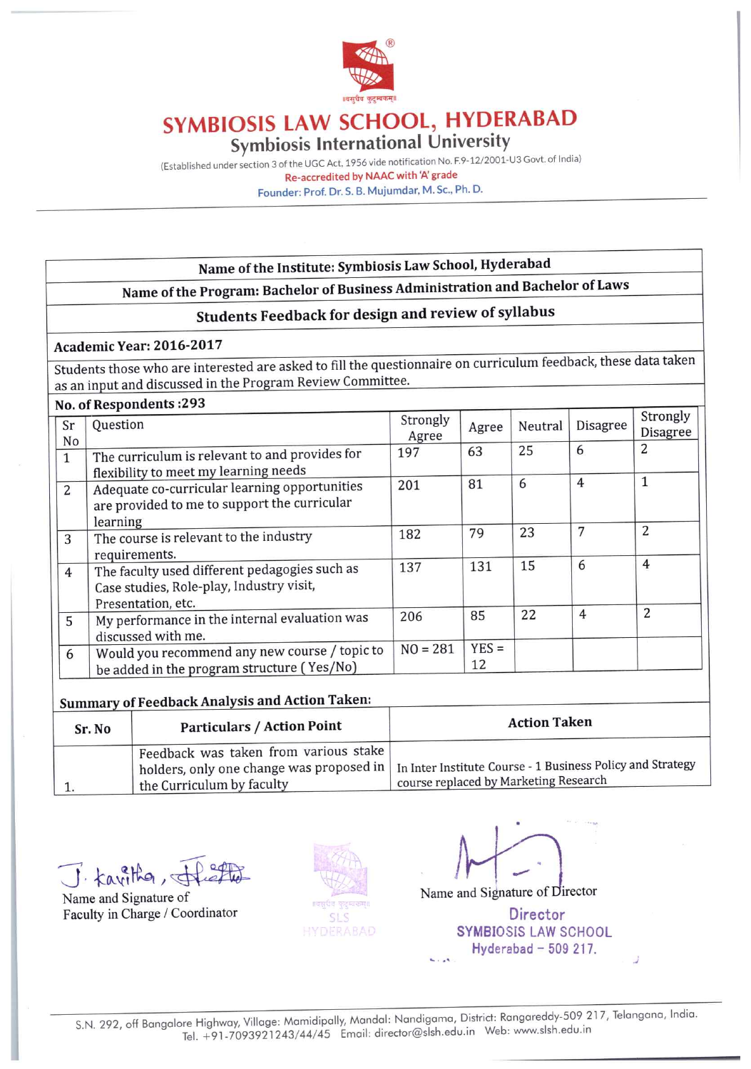# SYMBIOSIS LAW SCHOOL, HYDERABAD

## Symbiosis International University

(Established under section 3 of the UGC Act, 1956 vide notification No. F.9-12/2001-U3 Govt. of India)

Re-accredited by NAAC with 'A' grade

Founder: Prof. Dr. S. B. Mujumdar, M. Sc., Ph. D.

---

**Name of the Institute: Symbiosis Law School, Hyderabad**

**Name of the Program: Bachelor of Business Administration and Bachelor of Laws**

**Students Feedback for design and review of syllabus**

**Academic Year: 2016-2017**

Students those who are interested are asked to fill the questionnaire on curriculum feedback, these data taken as an input and discussed in the Program Review Committee.

**No. of Respondents :293**

| Sr No | Question | Strongly Agree | Agree | Neutral | Disagree | Strongly Disagree |
|---|---|---|---|---|---|---|
| 1 | The curriculum is relevant to and provides for flexibility to meet my learning needs | 197 | 63 | 25 | 6 | 2 |
| 2 | Adequate co-curricular learning opportunities are provided to me to support the curricular learning | 201 | 81 | 6 | 4 | 1 |
| 3 | The course is relevant to the industry requirements. | 182 | 79 | 23 | 7 | 2 |
| 4 | The faculty used different pedagogies such as Case studies, Role-play, Industry visit, Presentation, etc. | 137 | 131 | 15 | 6 | 4 |
| 5 | My performance in the internal evaluation was discussed with me. | 206 | 85 | 22 | 4 | 2 |
| 6 | Would you recommend any new course / topic to be added in the program structure ( Yes/No) | NO = 281 | YES = 12 | | | |

**Summary of Feedback Analysis and Action Taken:**

| Sr. No | Particulars / Action Point | Action Taken |
|---|---|---|
| 1. | Feedback was taken from various stake holders, only one change was proposed in the Curriculum by faculty | In Inter Institute Course - 1 Business Policy and Strategy course replaced by Marketing Research |

J. Kavitha,

Name and Signature of Faculty in Charge / Coordinator

Name and Signature of Director

Director
SYMBIOSIS LAW SCHOOL
Hyderabad – 509 217.

S.N. 292, off Bangalore Highway, Village: Mamidipally, Mandal: Nandigama, District: Rangareddy-509 217, Telangana, India.
Tel. +91-7093921243/44/45 Email: director@slsh.edu.in Web: www.slsh.edu.in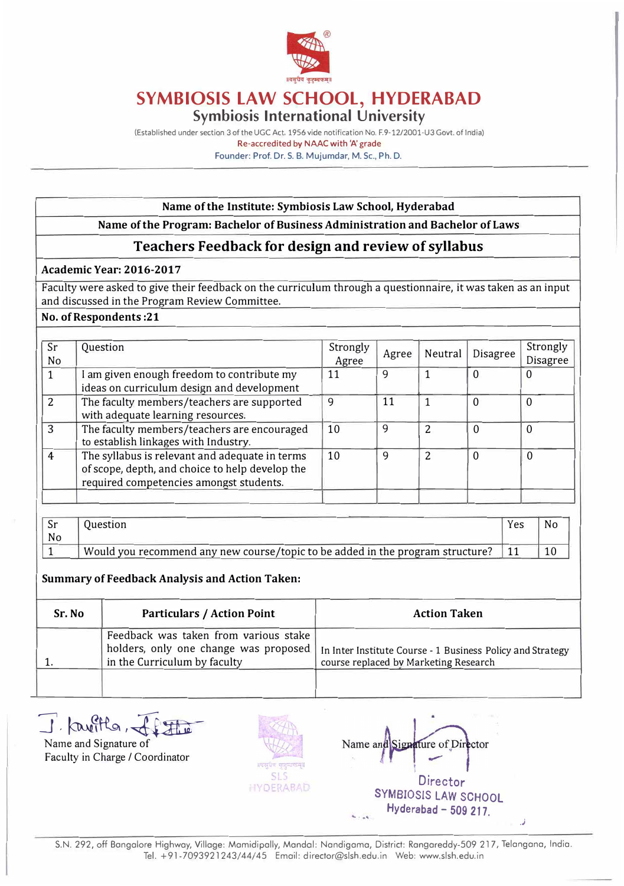# SYMBIOSIS LAW SCHOOL, HYDERABAD

## Symbiosis International University

(Established under section 3 of the UGC Act, 1956 vide notification No. F.9-12/2001-U3 Govt. of India)

Re-accredited by NAAC with 'A' grade

Founder: Prof. Dr. S. B. Mujumdar, M. Sc., Ph. D.

---

**Name of the Institute: Symbiosis Law School, Hyderabad**

**Name of the Program: Bachelor of Business Administration and Bachelor of Laws**

## Teachers Feedback for design and review of syllabus

**Academic Year: 2016-2017**

Faculty were asked to give their feedback on the curriculum through a questionnaire, it was taken as an input and discussed in the Program Review Committee.

**No. of Respondents :21**

| Sr No | Question | Strongly Agree | Agree | Neutral | Disagree | Strongly Disagree |
|---|---|---|---|---|---|---|
| 1 | I am given enough freedom to contribute my ideas on curriculum design and development | 11 | 9 | 1 | 0 | 0 |
| 2 | The faculty members/teachers are supported with adequate learning resources. | 9 | 11 | 1 | 0 | 0 |
| 3 | The faculty members/teachers are encouraged to establish linkages with Industry. | 10 | 9 | 2 | 0 | 0 |
| 4 | The syllabus is relevant and adequate in terms of scope, depth, and choice to help develop the required competencies amongst students. | 10 | 9 | 2 | 0 | 0 |
| | | | | | | |

| Sr No | Question | Yes | No |
|---|---|---|---|
| 1 | Would you recommend any new course/topic to be added in the program structure? | 11 | 10 |

**Summary of Feedback Analysis and Action Taken:**

| Sr. No | Particulars / Action Point | Action Taken |
|---|---|---|
| 1. | Feedback was taken from various stake holders, only one change was proposed in the Curriculum by faculty | In Inter Institute Course - 1 Business Policy and Strategy course replaced by Marketing Research |
| | | |

J. Kavitha

Name and Signature of Faculty in Charge / Coordinator

Name and Signature of Director

Director
SYMBIOSIS LAW SCHOOL
Hyderabad – 509 217.

S.N. 292, off Bangalore Highway, Village: Mamidipally, Mandal: Nandigama, District: Rangareddy-509 217, Telangana, India.
Tel. +91-7093921243/44/45 Email: director@slsh.edu.in Web: www.slsh.edu.in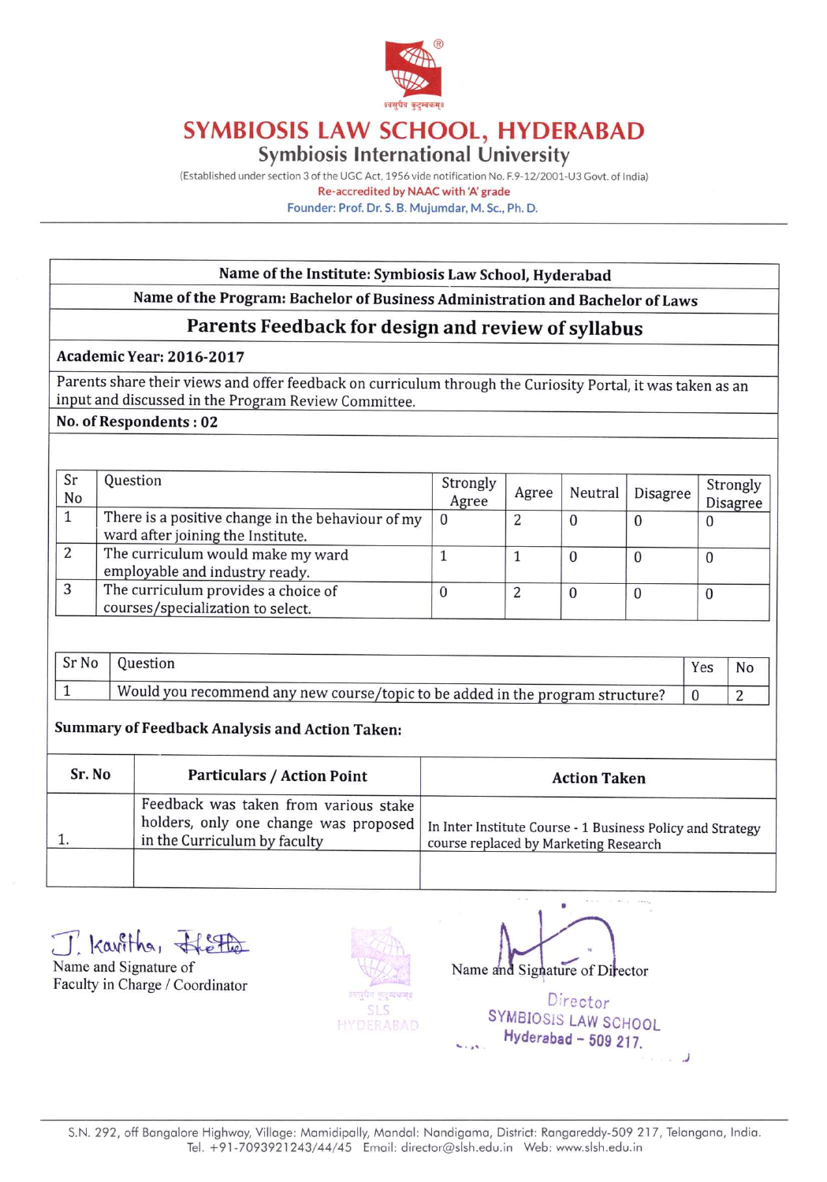# SYMBIOSIS LAW SCHOOL, HYDERABAD

## Symbiosis International University

(Established under section 3 of the UGC Act, 1956 vide notification No. F.9-12/2001-U3 Govt. of India)

Re-accredited by NAAC with 'A' grade

Founder: Prof. Dr. S. B. Mujumdar, M. Sc., Ph. D.

---

**Name of the Institute: Symbiosis Law School, Hyderabad**

**Name of the Program: Bachelor of Business Administration and Bachelor of Laws**

## Parents Feedback for design and review of syllabus

**Academic Year: 2016-2017**

Parents share their views and offer feedback on curriculum through the Curiosity Portal, it was taken as an input and discussed in the Program Review Committee.

**No. of Respondents : 02**

| Sr No | Question | Strongly Agree | Agree | Neutral | Disagree | Strongly Disagree |
|---|---|---|---|---|---|---|
| 1 | There is a positive change in the behaviour of my ward after joining the Institute. | 0 | 2 | 0 | 0 | 0 |
| 2 | The curriculum would make my ward employable and industry ready. | 1 | 1 | 0 | 0 | 0 |
| 3 | The curriculum provides a choice of courses/specialization to select. | 0 | 2 | 0 | 0 | 0 |

| Sr No | Question | Yes | No |
|---|---|---|---|
| 1 | Would you recommend any new course/topic to be added in the program structure? | 0 | 2 |

**Summary of Feedback Analysis and Action Taken:**

| Sr. No | Particulars / Action Point | Action Taken |
|---|---|---|
| 1. | Feedback was taken from various stake holders, only one change was proposed in the Curriculum by faculty | In Inter Institute Course - 1 Business Policy and Strategy course replaced by Marketing Research |
| | | |

J. Kavitha,

Name and Signature of
Faculty in Charge / Coordinator

Name and Signature of Director

Director
SYMBIOSIS LAW SCHOOL
Hyderabad - 509 217.

S.N. 292, off Bangalore Highway, Village: Mamidipally, Mandal: Nandigama, District: Rangareddy-509 217, Telangana, India.
Tel. +91-7093921243/44/45 Email: director@slsh.edu.in Web: www.slsh.edu.in